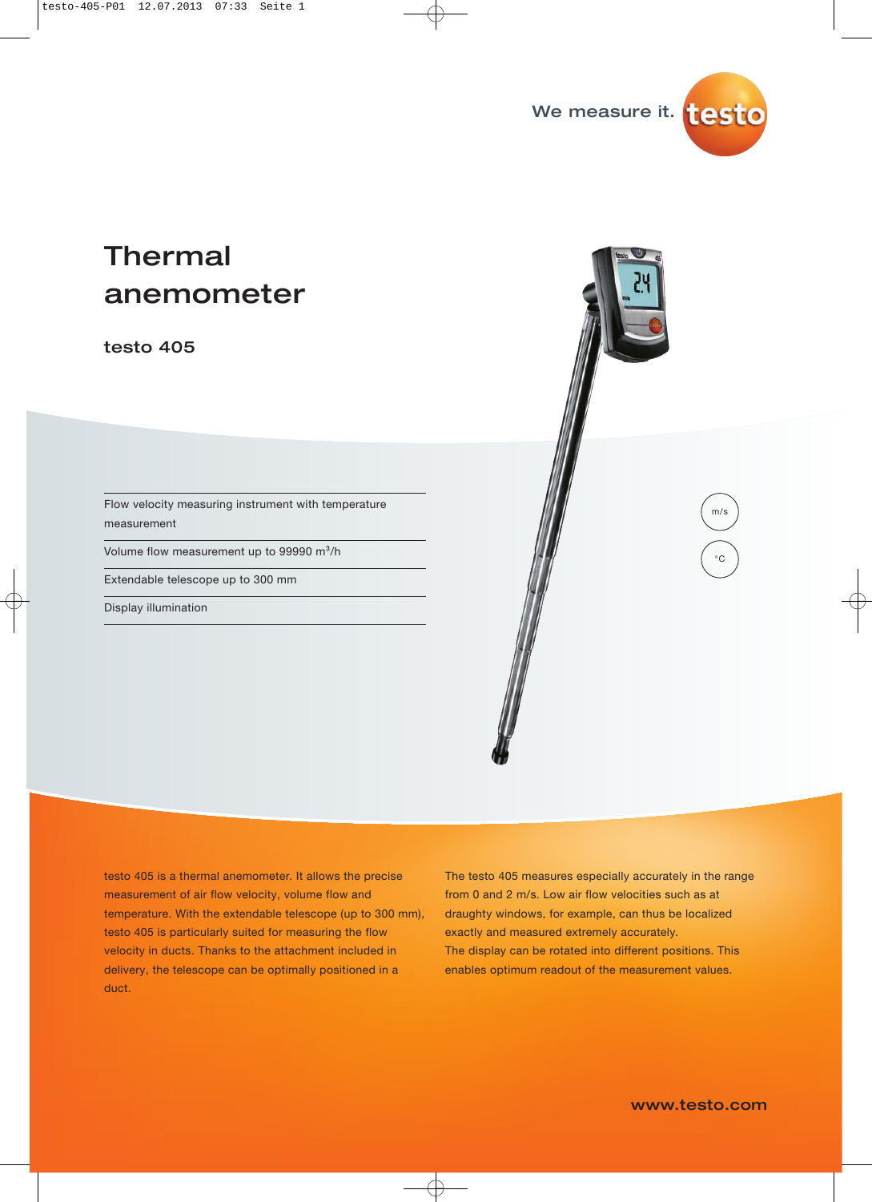We measure it. testo

# Thermal anemometer

## testo 405

- Flow velocity measuring instrument with temperature measurement
- Volume flow measurement up to 99990 $m^3$/h
- Extendable telescope up to 300 mm
- Display illumination

m/s

°C

testo 405 is a thermal anemometer. It allows the precise measurement of air flow velocity, volume flow and temperature. With the extendable telescope (up to 300 mm), testo 405 is particularly suited for measuring the flow velocity in ducts. Thanks to the attachment included in delivery, the telescope can be optimally positioned in a duct.

The testo 405 measures especially accurately in the range from 0 and 2 m/s. Low air flow velocities such as at draughty windows, for example, can thus be localized exactly and measured extremely accurately.
The display can be rotated into different positions. This enables optimum readout of the measurement values.

www.testo.com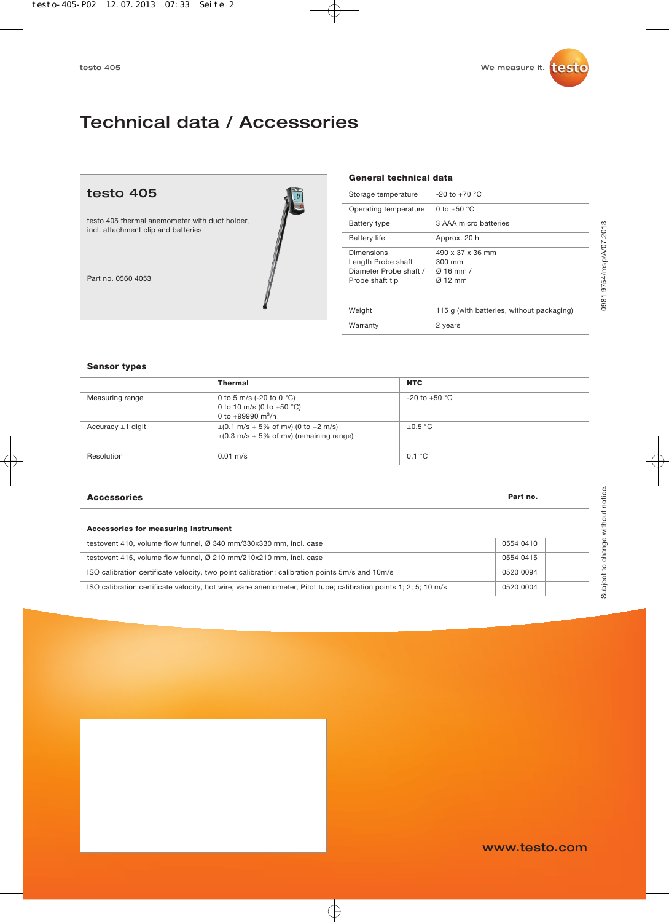# Technical data / Accessories

## testo 405

testo 405 thermal anemometer with duct holder, incl. attachment clip and batteries

Part no. 0560 4053

### General technical data

| | |
|---|---|
| Storage temperature | -20 to +70 °C |
| Operating temperature | 0 to +50 °C |
| Battery type | 3 AAA micro batteries |
| Battery life | Approx. 20 h |
| Dimensions<br>Length Probe shaft<br>Diameter Probe shaft /<br>Probe shaft tip | 490 x 37 x 36 mm<br>300 mm<br>Ø 16 mm /<br>Ø 12 mm |
| Weight | 115 g (with batteries, without packaging) |
| Warranty | 2 years |

### Sensor types

| | Thermal | NTC |
|---|---|---|
| Measuring range | 0 to 5 m/s (-20 to 0 °C)<br>0 to 10 m/s (0 to +50 °C)<br>0 to +99990 $m^3$/h | -20 to +50 °C |
| Accuracy ±1 digit | ±(0.1 m/s + 5% of mv) (0 to +2 m/s)<br>±(0.3 m/s + 5% of mv) (remaining range) | ±0.5 °C |
| Resolution | 0.01 m/s | 0.1 °C |

### Accessories

**Accessories for measuring instrument**

| Accessories | Part no. |
|---|---|
| testovent 410, volume flow funnel, Ø 340 mm/330x330 mm, incl. case | 0554 0410 |
| testovent 415, volume flow funnel, Ø 210 mm/210x210 mm, incl. case | 0554 0415 |
| ISO calibration certificate velocity, two point calibration; calibration points 5m/s and 10m/s | 0520 0094 |
| ISO calibration certificate velocity, hot wire, vane anemometer, Pitot tube; calibration points 1; 2; 5; 10 m/s | 0520 0004 |

0981 9754/msp/A/07.2013

Subject to change without notice.

www.testo.com